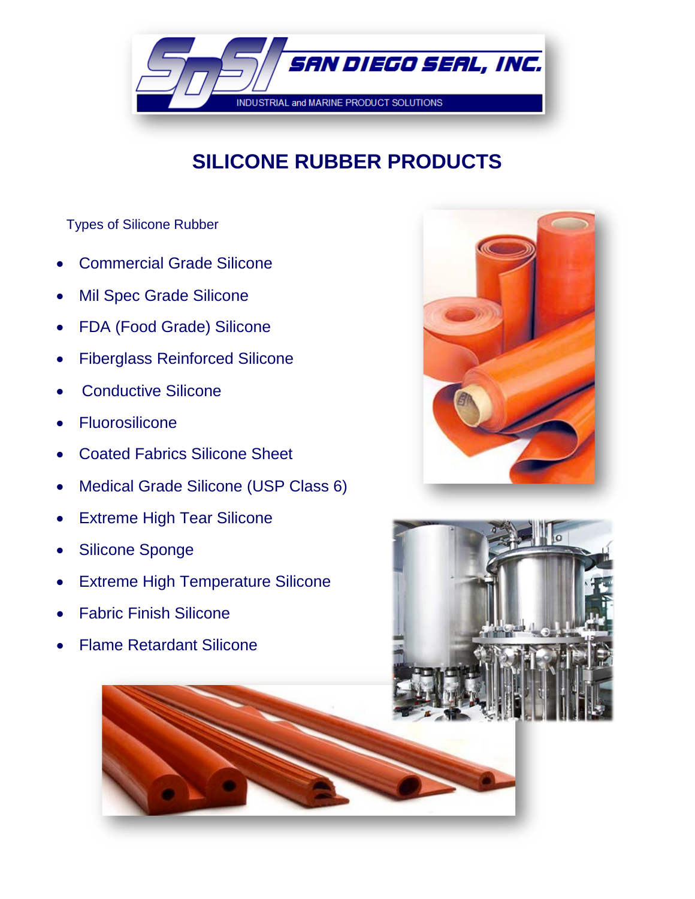SAN DIEGO SEAL, INC.

INDUSTRIAL and MARINE PRODUCT SOLUTIONS

# SILICONE RUBBER PRODUCTS

Types of Silicone Rubber

- Commercial Grade Silicone
- Mil Spec Grade Silicone
- FDA (Food Grade) Silicone
- Fiberglass Reinforced Silicone
- Conductive Silicone
- Fluorosilicone
- Coated Fabrics Silicone Sheet
- Medical Grade Silicone (USP Class 6)
- Extreme High Tear Silicone
- Silicone Sponge
- Extreme High Temperature Silicone
- Fabric Finish Silicone
- Flame Retardant Silicone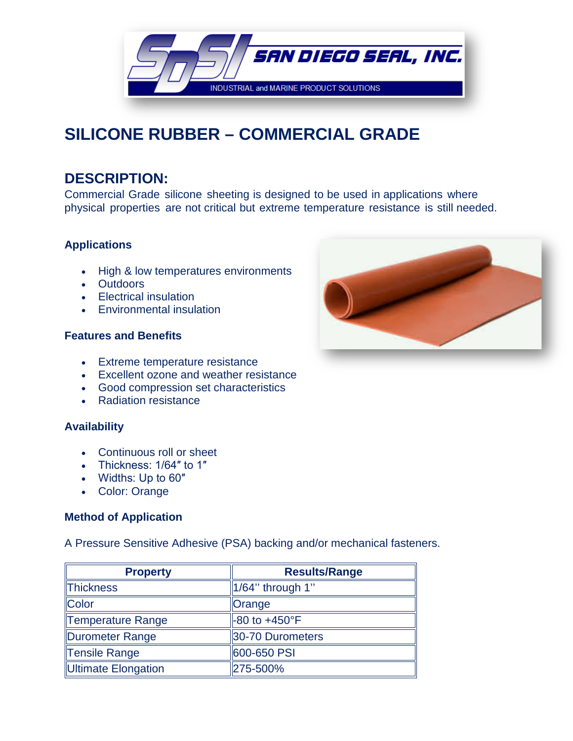# SILICONE RUBBER – COMMERCIAL GRADE

## DESCRIPTION:

Commercial Grade silicone sheeting is designed to be used in applications where physical properties are not critical but extreme temperature resistance is still needed.

### Applications

- High & low temperatures environments
- Outdoors
- Electrical insulation
- Environmental insulation

### Features and Benefits

- Extreme temperature resistance
- Excellent ozone and weather resistance
- Good compression set characteristics
- Radiation resistance

### Availability

- Continuous roll or sheet
- Thickness: 1/64″ to 1″
- Widths: Up to 60″
- Color: Orange

### Method of Application

A Pressure Sensitive Adhesive (PSA) backing and/or mechanical fasteners.

| Property | Results/Range |
|---|---|
| Thickness | 1/64'' through 1'' |
| Color | Orange |
| Temperature Range | -80 to +450°F |
| Durometer Range | 30-70 Durometers |
| Tensile Range | 600-650 PSI |
| Ultimate Elongation | 275-500% |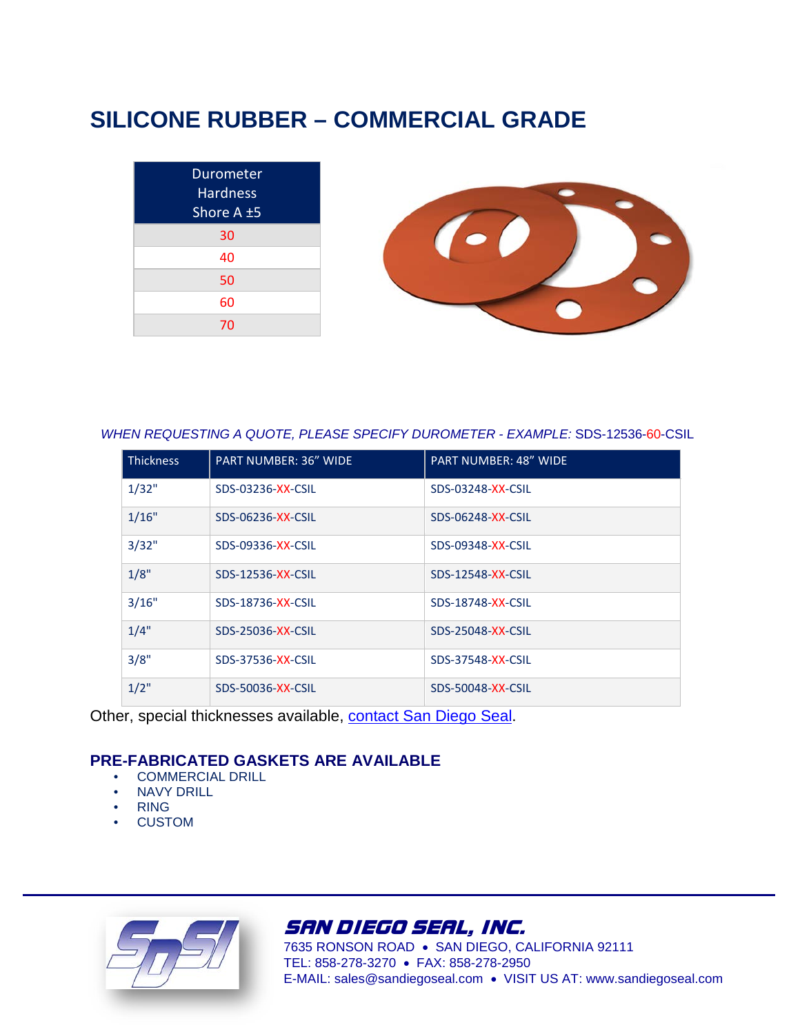# SILICONE RUBBER – COMMERCIAL GRADE

| Durometer Hardness Shore A ±5 |
|---|
| 30 |
| 40 |
| 50 |
| 60 |
| 70 |

*WHEN REQUESTING A QUOTE, PLEASE SPECIFY DUROMETER - EXAMPLE:* SDS-12536-60-CSIL

| Thickness | PART NUMBER: 36" WIDE | PART NUMBER: 48" WIDE |
|---|---|---|
| 1/32" | SDS-03236-XX-CSIL | SDS-03248-XX-CSIL |
| 1/16" | SDS-06236-XX-CSIL | SDS-06248-XX-CSIL |
| 3/32" | SDS-09336-XX-CSIL | SDS-09348-XX-CSIL |
| 1/8" | SDS-12536-XX-CSIL | SDS-12548-XX-CSIL |
| 3/16" | SDS-18736-XX-CSIL | SDS-18748-XX-CSIL |
| 1/4" | SDS-25036-XX-CSIL | SDS-25048-XX-CSIL |
| 3/8" | SDS-37536-XX-CSIL | SDS-37548-XX-CSIL |
| 1/2" | SDS-50036-XX-CSIL | SDS-50048-XX-CSIL |

Other, special thicknesses available, contact San Diego Seal.

## PRE-FABRICATED GASKETS ARE AVAILABLE

- COMMERCIAL DRILL
- NAVY DRILL
- RING
- CUSTOM

**SAN DIEGO SEAL, INC.**
7635 RONSON ROAD • SAN DIEGO, CALIFORNIA 92111
TEL: 858-278-3270 • FAX: 858-278-2950
E-MAIL: sales@sandiegoseal.com • VISIT US AT: www.sandiegoseal.com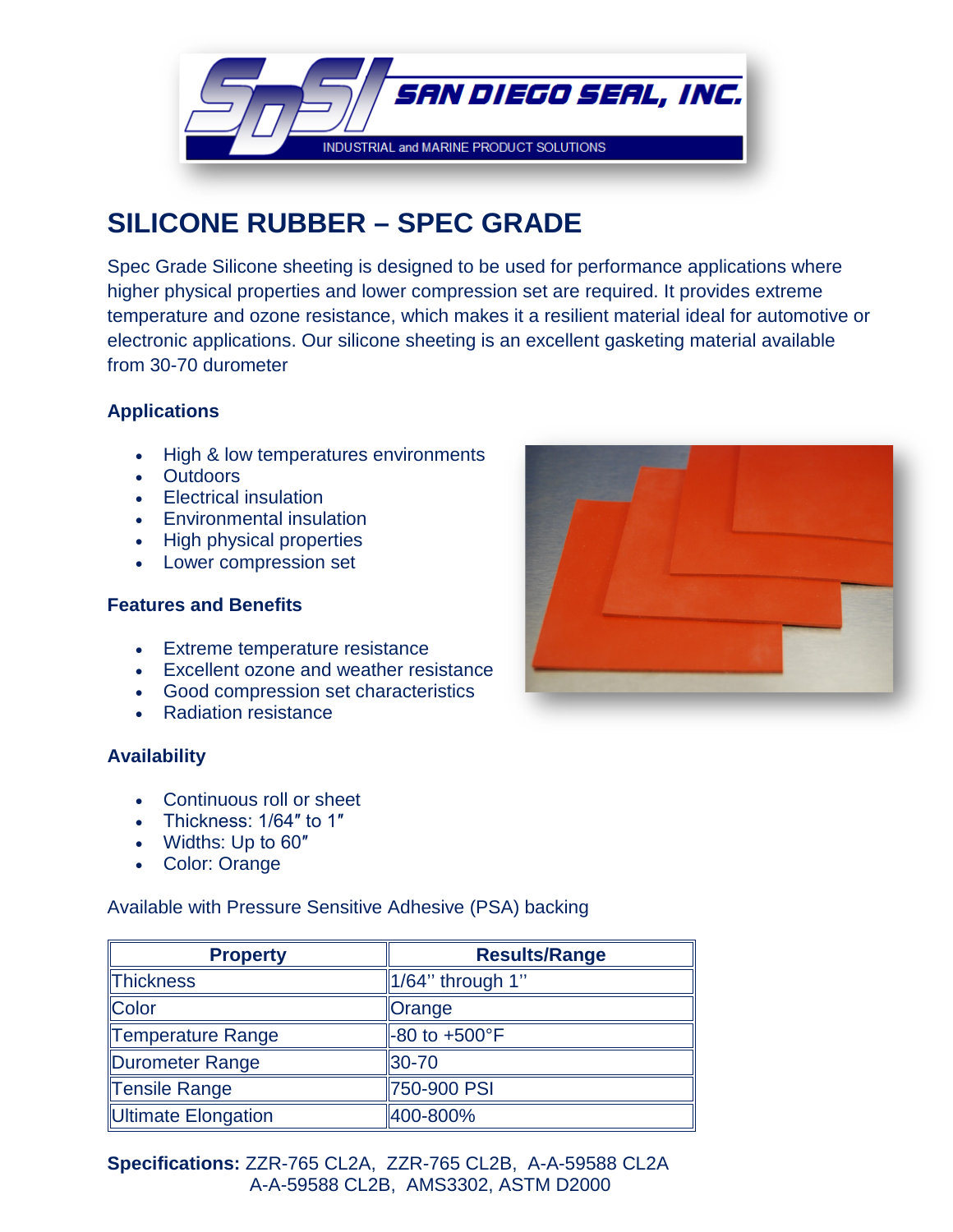# SILICONE RUBBER – SPEC GRADE

Spec Grade Silicone sheeting is designed to be used for performance applications where higher physical properties and lower compression set are required. It provides extreme temperature and ozone resistance, which makes it a resilient material ideal for automotive or electronic applications. Our silicone sheeting is an excellent gasketing material available from 30-70 durometer

### Applications

- High & low temperatures environments
- Outdoors
- Electrical insulation
- Environmental insulation
- High physical properties
- Lower compression set

### Features and Benefits

- Extreme temperature resistance
- Excellent ozone and weather resistance
- Good compression set characteristics
- Radiation resistance

### Availability

- Continuous roll or sheet
- Thickness: 1/64″ to 1″
- Widths: Up to 60″
- Color: Orange

Available with Pressure Sensitive Adhesive (PSA) backing

| Property | Results/Range |
|---|---|
| Thickness | 1/64'' through 1'' |
| Color | Orange |
| Temperature Range | -80 to +500°F |
| Durometer Range | 30-70 |
| Tensile Range | 750-900 PSI |
| Ultimate Elongation | 400-800% |

**Specifications:** ZZR-765 CL2A, ZZR-765 CL2B, A-A-59588 CL2A, A-A-59588 CL2B, AMS3302, ASTM D2000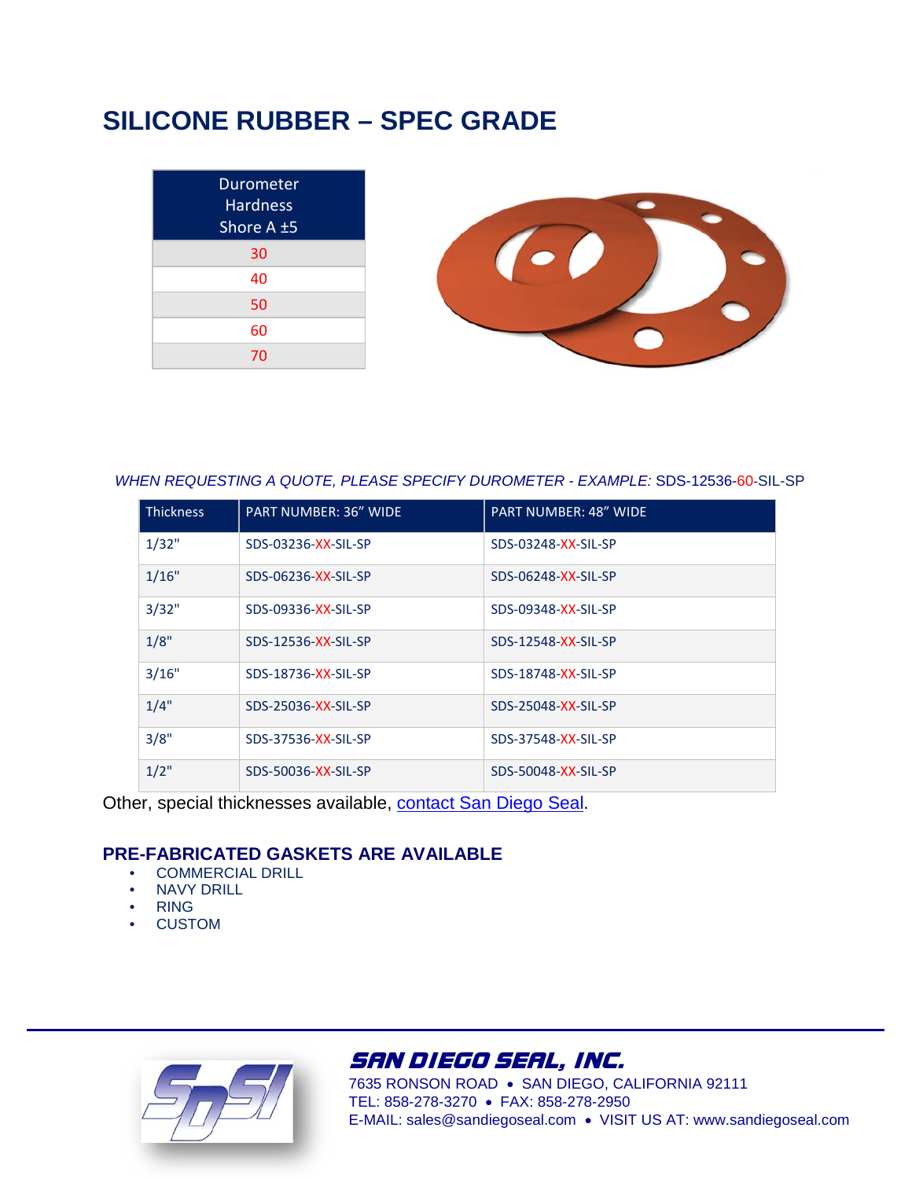# SILICONE RUBBER – SPEC GRADE

| Durometer Hardness Shore A ±5 |
|---|
| 30 |
| 40 |
| 50 |
| 60 |
| 70 |

*WHEN REQUESTING A QUOTE, PLEASE SPECIFY DUROMETER - EXAMPLE:* SDS-12536-60-SIL-SP

| Thickness | PART NUMBER: 36" WIDE | PART NUMBER: 48" WIDE |
|---|---|---|
| 1/32" | SDS-03236-XX-SIL-SP | SDS-03248-XX-SIL-SP |
| 1/16" | SDS-06236-XX-SIL-SP | SDS-06248-XX-SIL-SP |
| 3/32" | SDS-09336-XX-SIL-SP | SDS-09348-XX-SIL-SP |
| 1/8" | SDS-12536-XX-SIL-SP | SDS-12548-XX-SIL-SP |
| 3/16" | SDS-18736-XX-SIL-SP | SDS-18748-XX-SIL-SP |
| 1/4" | SDS-25036-XX-SIL-SP | SDS-25048-XX-SIL-SP |
| 3/8" | SDS-37536-XX-SIL-SP | SDS-37548-XX-SIL-SP |
| 1/2" | SDS-50036-XX-SIL-SP | SDS-50048-XX-SIL-SP |

Other, special thicknesses available, contact San Diego Seal.

## PRE-FABRICATED GASKETS ARE AVAILABLE

- COMMERCIAL DRILL
- NAVY DRILL
- RING
- CUSTOM

**SAN DIEGO SEAL, INC.**
7635 RONSON ROAD • SAN DIEGO, CALIFORNIA 92111
TEL: 858-278-3270 • FAX: 858-278-2950
E-MAIL: sales@sandiegoseal.com • VISIT US AT: www.sandiegoseal.com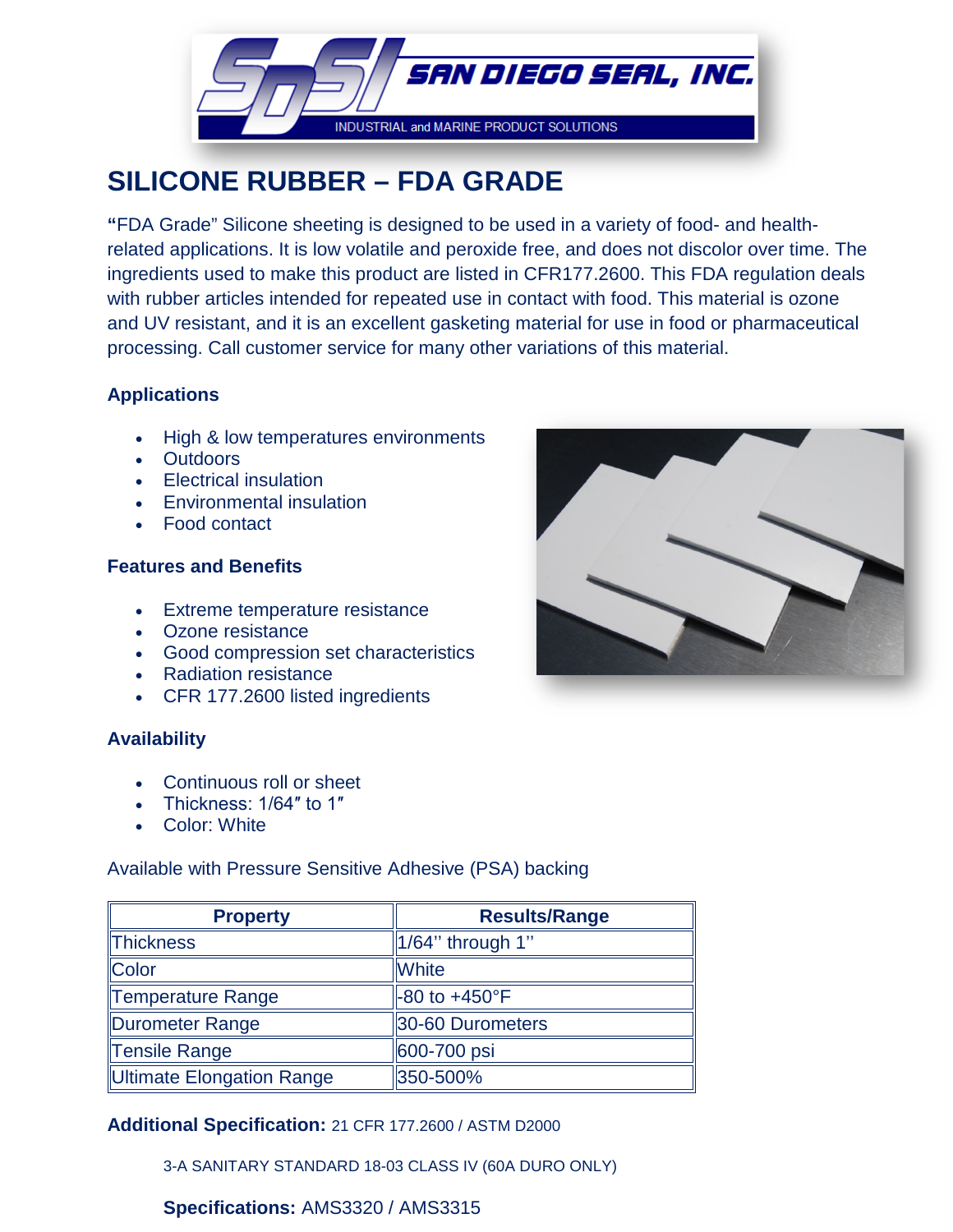# SILICONE RUBBER – FDA GRADE

"FDA Grade" Silicone sheeting is designed to be used in a variety of food- and health-related applications. It is low volatile and peroxide free, and does not discolor over time. The ingredients used to make this product are listed in CFR177.2600. This FDA regulation deals with rubber articles intended for repeated use in contact with food. This material is ozone and UV resistant, and it is an excellent gasketing material for use in food or pharmaceutical processing. Call customer service for many other variations of this material.

### Applications

- High & low temperatures environments
- Outdoors
- Electrical insulation
- Environmental insulation
- Food contact

### Features and Benefits

- Extreme temperature resistance
- Ozone resistance
- Good compression set characteristics
- Radiation resistance
- CFR 177.2600 listed ingredients

### Availability

- Continuous roll or sheet
- Thickness: 1/64″ to 1″
- Color: White

Available with Pressure Sensitive Adhesive (PSA) backing

| Property | Results/Range |
|---|---|
| Thickness | 1/64'' through 1'' |
| Color | White |
| Temperature Range | -80 to +450°F |
| Durometer Range | 30-60 Durometers |
| Tensile Range | 600-700 psi |
| Ultimate Elongation Range | 350-500% |

**Additional Specification:** 21 CFR 177.2600 / ASTM D2000

3-A SANITARY STANDARD 18-03 CLASS IV (60A DURO ONLY)

**Specifications:** AMS3320 / AMS3315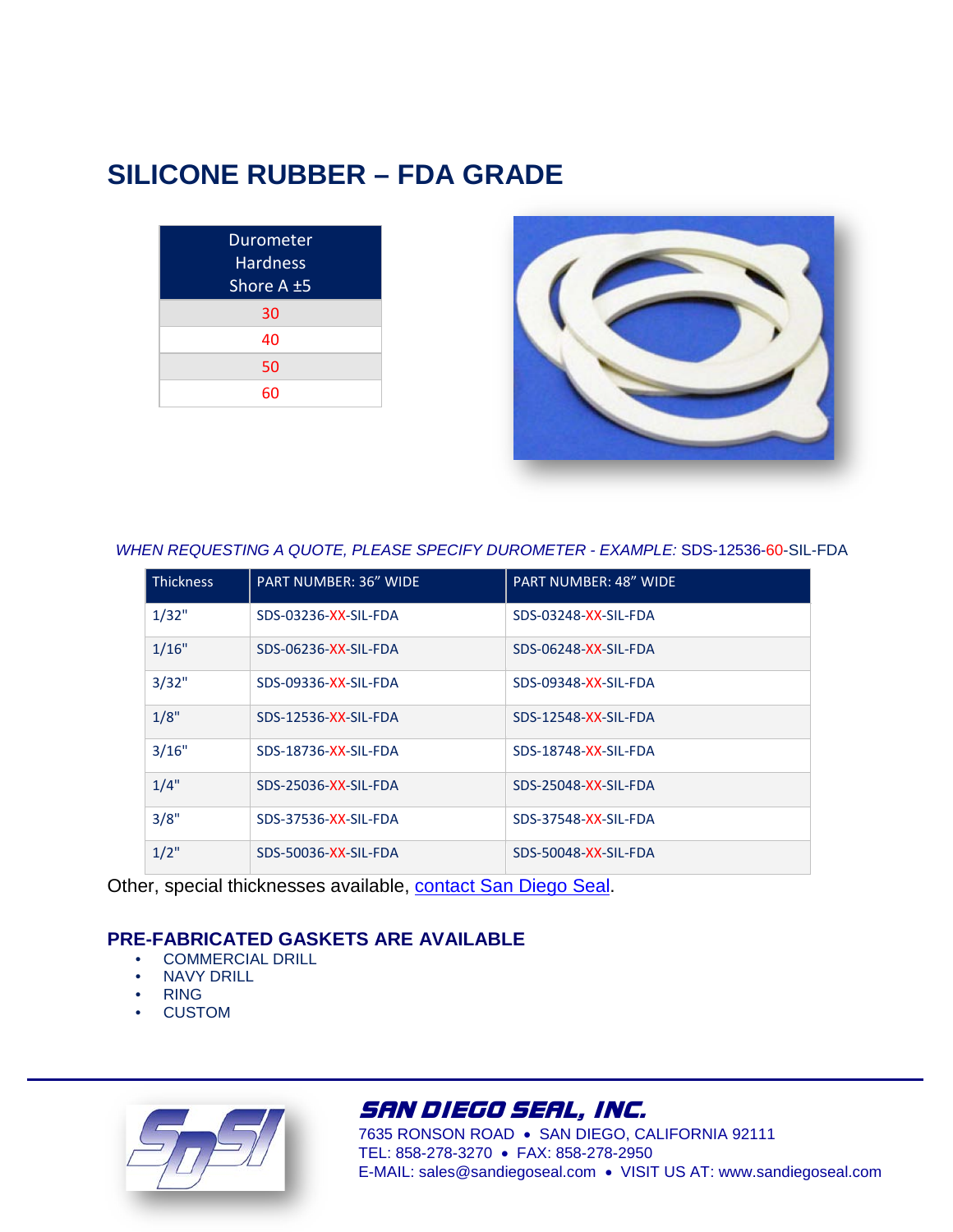# SILICONE RUBBER – FDA GRADE

| Durometer Hardness Shore A ±5 |
|---|
| 30 |
| 40 |
| 50 |
| 60 |

*WHEN REQUESTING A QUOTE, PLEASE SPECIFY DUROMETER - EXAMPLE:* SDS-12536-60-SIL-FDA

| Thickness | PART NUMBER: 36" WIDE | PART NUMBER: 48" WIDE |
|---|---|---|
| 1/32" | SDS-03236-XX-SIL-FDA | SDS-03248-XX-SIL-FDA |
| 1/16" | SDS-06236-XX-SIL-FDA | SDS-06248-XX-SIL-FDA |
| 3/32" | SDS-09336-XX-SIL-FDA | SDS-09348-XX-SIL-FDA |
| 1/8" | SDS-12536-XX-SIL-FDA | SDS-12548-XX-SIL-FDA |
| 3/16" | SDS-18736-XX-SIL-FDA | SDS-18748-XX-SIL-FDA |
| 1/4" | SDS-25036-XX-SIL-FDA | SDS-25048-XX-SIL-FDA |
| 3/8" | SDS-37536-XX-SIL-FDA | SDS-37548-XX-SIL-FDA |
| 1/2" | SDS-50036-XX-SIL-FDA | SDS-50048-XX-SIL-FDA |

Other, special thicknesses available, contact San Diego Seal.

## PRE-FABRICATED GASKETS ARE AVAILABLE

- COMMERCIAL DRILL
- NAVY DRILL
- RING
- CUSTOM

**SAN DIEGO SEAL, INC.**
7635 RONSON ROAD • SAN DIEGO, CALIFORNIA 92111
TEL: 858-278-3270 • FAX: 858-278-2950
E-MAIL: sales@sandiegoseal.com • VISIT US AT: www.sandiegoseal.com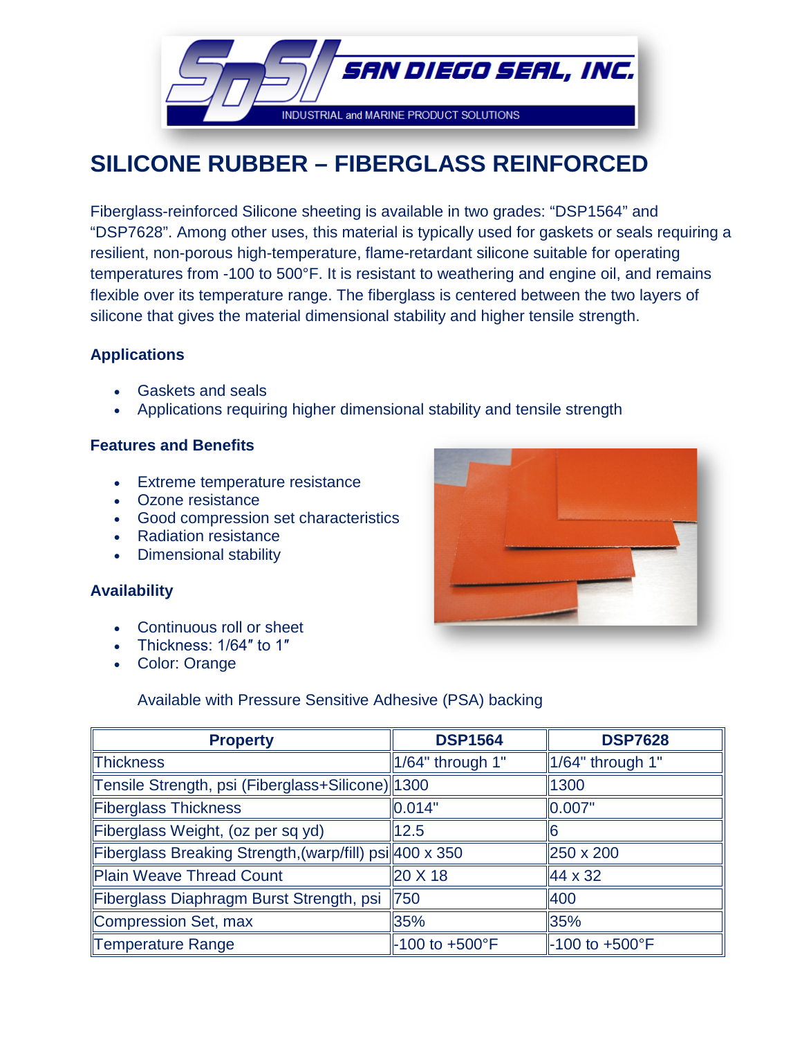# SILICONE RUBBER – FIBERGLASS REINFORCED

Fiberglass-reinforced Silicone sheeting is available in two grades: "DSP1564" and "DSP7628". Among other uses, this material is typically used for gaskets or seals requiring a resilient, non-porous high-temperature, flame-retardant silicone suitable for operating temperatures from -100 to 500°F. It is resistant to weathering and engine oil, and remains flexible over its temperature range. The fiberglass is centered between the two layers of silicone that gives the material dimensional stability and higher tensile strength.

### Applications

- Gaskets and seals
- Applications requiring higher dimensional stability and tensile strength

### Features and Benefits

- Extreme temperature resistance
- Ozone resistance
- Good compression set characteristics
- Radiation resistance
- Dimensional stability

### Availability

- Continuous roll or sheet
- Thickness: 1/64″ to 1″
- Color: Orange

Available with Pressure Sensitive Adhesive (PSA) backing

| Property | DSP1564 | DSP7628 |
|---|---|---|
| Thickness | 1/64" through 1" | 1/64" through 1" |
| Tensile Strength, psi (Fiberglass+Silicone) | 1300 | 1300 |
| Fiberglass Thickness | 0.014" | 0.007" |
| Fiberglass Weight, (oz per sq yd) | 12.5 | 6 |
| Fiberglass Breaking Strength,(warp/fill) psi | 400 x 350 | 250 x 200 |
| Plain Weave Thread Count | 20 X 18 | 44 x 32 |
| Fiberglass Diaphragm Burst Strength, psi | 750 | 400 |
| Compression Set, max | 35% | 35% |
| Temperature Range | -100 to +500°F | -100 to +500°F |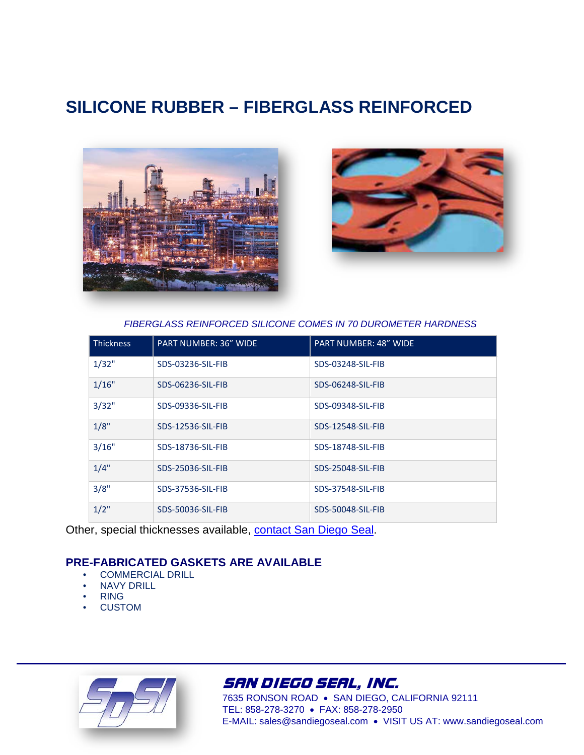# SILICONE RUBBER – FIBERGLASS REINFORCED

*FIBERGLASS REINFORCED SILICONE COMES IN 70 DUROMETER HARDNESS*

| Thickness | PART NUMBER: 36" WIDE | PART NUMBER: 48" WIDE |
|---|---|---|
| 1/32" | SDS-03236-SIL-FIB | SDS-03248-SIL-FIB |
| 1/16" | SDS-06236-SIL-FIB | SDS-06248-SIL-FIB |
| 3/32" | SDS-09336-SIL-FIB | SDS-09348-SIL-FIB |
| 1/8" | SDS-12536-SIL-FIB | SDS-12548-SIL-FIB |
| 3/16" | SDS-18736-SIL-FIB | SDS-18748-SIL-FIB |
| 1/4" | SDS-25036-SIL-FIB | SDS-25048-SIL-FIB |
| 3/8" | SDS-37536-SIL-FIB | SDS-37548-SIL-FIB |
| 1/2" | SDS-50036-SIL-FIB | SDS-50048-SIL-FIB |

Other, special thicknesses available, contact San Diego Seal.

## PRE-FABRICATED GASKETS ARE AVAILABLE

- COMMERCIAL DRILL
- NAVY DRILL
- RING
- CUSTOM

**SAN DIEGO SEAL, INC.**
7635 RONSON ROAD • SAN DIEGO, CALIFORNIA 92111
TEL: 858-278-3270 • FAX: 858-278-2950
E-MAIL: sales@sandiegoseal.com • VISIT US AT: www.sandiegoseal.com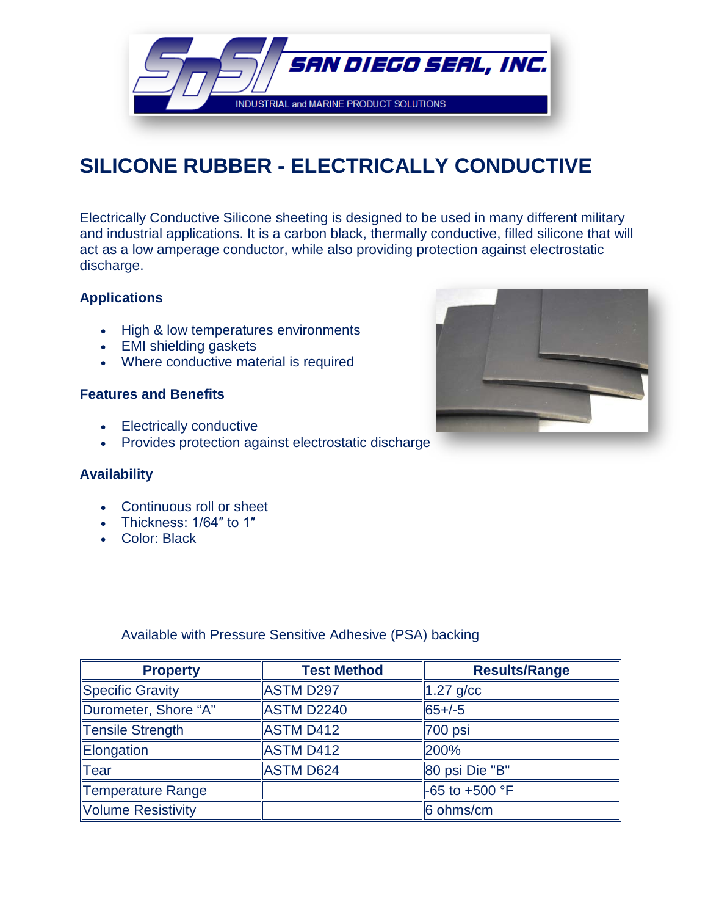# SILICONE RUBBER - ELECTRICALLY CONDUCTIVE

Electrically Conductive Silicone sheeting is designed to be used in many different military and industrial applications. It is a carbon black, thermally conductive, filled silicone that will act as a low amperage conductor, while also providing protection against electrostatic discharge.

### Applications

- High & low temperatures environments
- EMI shielding gaskets
- Where conductive material is required

### Features and Benefits

- Electrically conductive
- Provides protection against electrostatic discharge

### Availability

- Continuous roll or sheet
- Thickness: 1/64″ to 1″
- Color: Black

Available with Pressure Sensitive Adhesive (PSA) backing

| Property | Test Method | Results/Range |
|---|---|---|
| Specific Gravity | ASTM D297 | 1.27 g/cc |
| Durometer, Shore “A” | ASTM D2240 | 65+/-5 |
| Tensile Strength | ASTM D412 | 700 psi |
| Elongation | ASTM D412 | 200% |
| Tear | ASTM D624 | 80 psi Die "B" |
| Temperature Range | | -65 to +500 °F |
| Volume Resistivity | | 6 ohms/cm |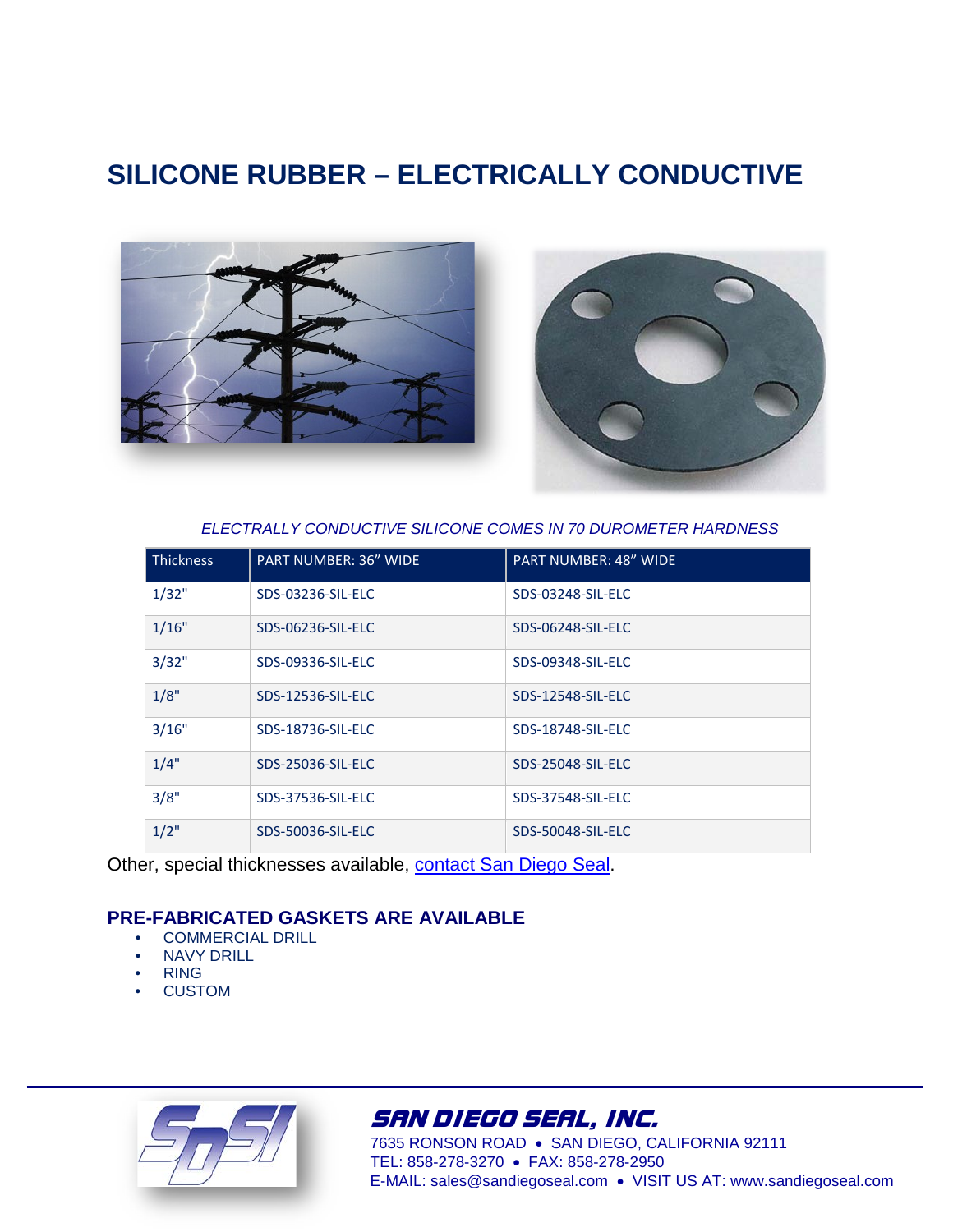# SILICONE RUBBER – ELECTRICALLY CONDUCTIVE

*ELECTRALLY CONDUCTIVE SILICONE COMES IN 70 DUROMETER HARDNESS*

| Thickness | PART NUMBER: 36" WIDE | PART NUMBER: 48" WIDE |
|---|---|---|
| 1/32" | SDS-03236-SIL-ELC | SDS-03248-SIL-ELC |
| 1/16" | SDS-06236-SIL-ELC | SDS-06248-SIL-ELC |
| 3/32" | SDS-09336-SIL-ELC | SDS-09348-SIL-ELC |
| 1/8" | SDS-12536-SIL-ELC | SDS-12548-SIL-ELC |
| 3/16" | SDS-18736-SIL-ELC | SDS-18748-SIL-ELC |
| 1/4" | SDS-25036-SIL-ELC | SDS-25048-SIL-ELC |
| 3/8" | SDS-37536-SIL-ELC | SDS-37548-SIL-ELC |
| 1/2" | SDS-50036-SIL-ELC | SDS-50048-SIL-ELC |

Other, special thicknesses available, contact San Diego Seal.

## PRE-FABRICATED GASKETS ARE AVAILABLE

- COMMERCIAL DRILL
- NAVY DRILL
- RING
- CUSTOM

**SAN DIEGO SEAL, INC.**
7635 RONSON ROAD • SAN DIEGO, CALIFORNIA 92111
TEL: 858-278-3270 • FAX: 858-278-2950
E-MAIL: sales@sandiegoseal.com • VISIT US AT: www.sandiegoseal.com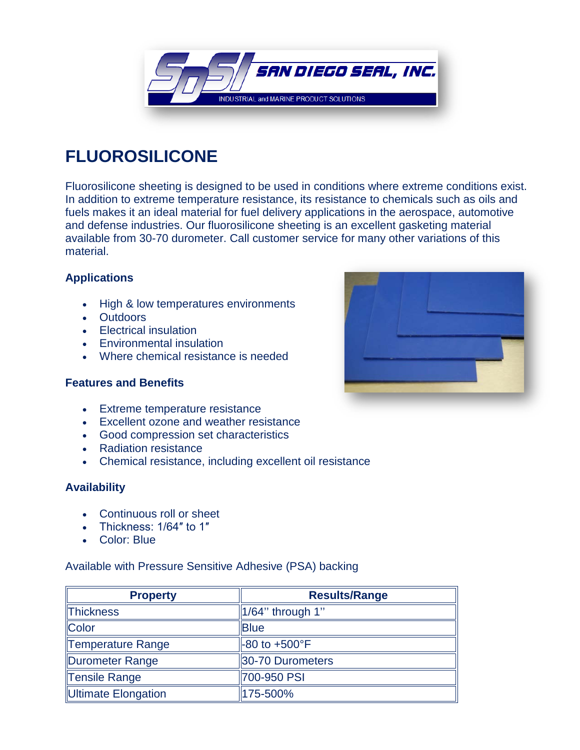# FLUOROSILICONE

Fluorosilicone sheeting is designed to be used in conditions where extreme conditions exist. In addition to extreme temperature resistance, its resistance to chemicals such as oils and fuels makes it an ideal material for fuel delivery applications in the aerospace, automotive and defense industries. Our fluorosilicone sheeting is an excellent gasketing material available from 30-70 durometer. Call customer service for many other variations of this material.

### Applications

- High & low temperatures environments
- Outdoors
- Electrical insulation
- Environmental insulation
- Where chemical resistance is needed

### Features and Benefits

- Extreme temperature resistance
- Excellent ozone and weather resistance
- Good compression set characteristics
- Radiation resistance
- Chemical resistance, including excellent oil resistance

### Availability

- Continuous roll or sheet
- Thickness: 1/64″ to 1″
- Color: Blue

Available with Pressure Sensitive Adhesive (PSA) backing

| Property | Results/Range |
|---|---|
| Thickness | 1/64'' through 1'' |
| Color | Blue |
| Temperature Range | -80 to +500°F |
| Durometer Range | 30-70 Durometers |
| Tensile Range | 700-950 PSI |
| Ultimate Elongation | 175-500% |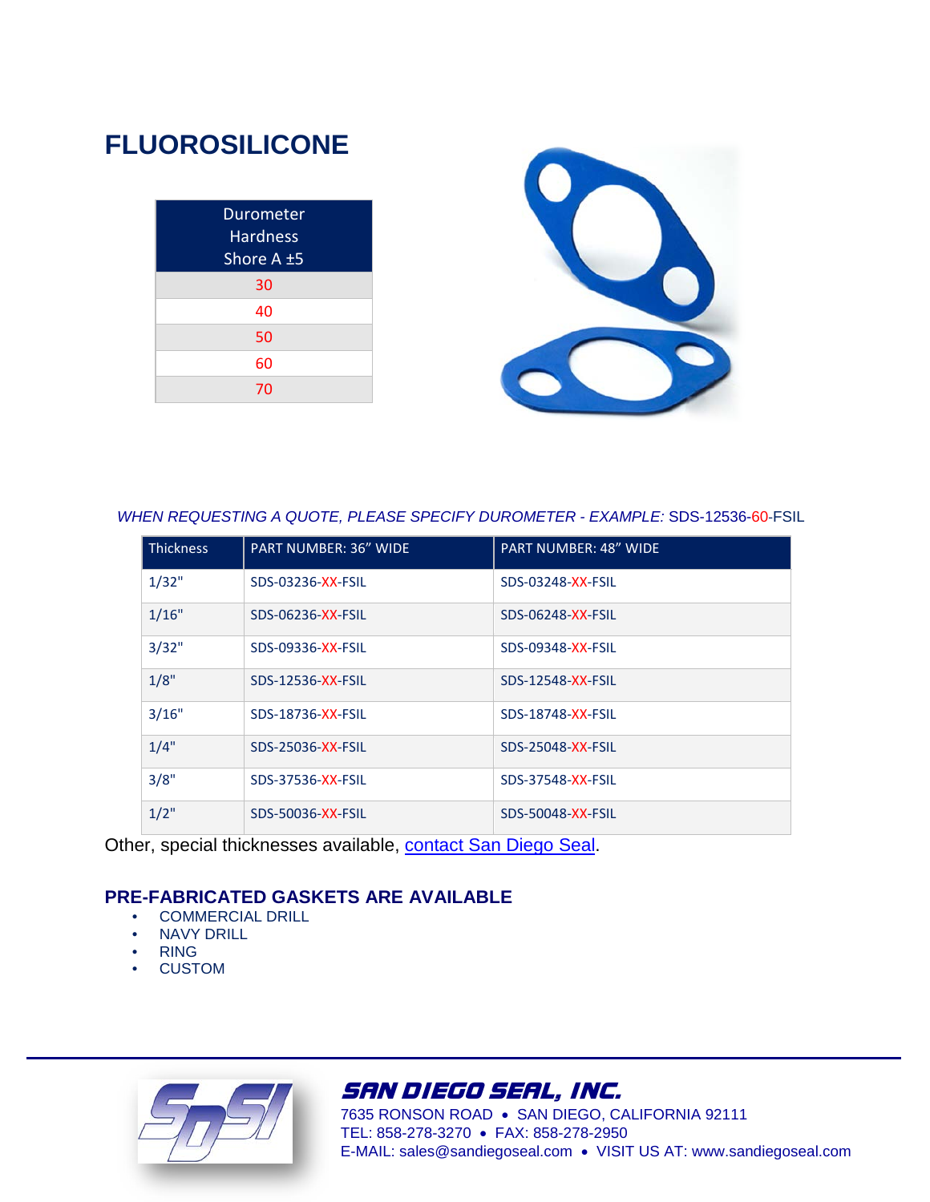# FLUOROSILICONE

| Durometer Hardness Shore A ±5 |
|---|
| 30 |
| 40 |
| 50 |
| 60 |
| 70 |

*WHEN REQUESTING A QUOTE, PLEASE SPECIFY DUROMETER - EXAMPLE:* SDS-12536-60-FSIL

| Thickness | PART NUMBER: 36" WIDE | PART NUMBER: 48" WIDE |
|---|---|---|
| 1/32" | SDS-03236-XX-FSIL | SDS-03248-XX-FSIL |
| 1/16" | SDS-06236-XX-FSIL | SDS-06248-XX-FSIL |
| 3/32" | SDS-09336-XX-FSIL | SDS-09348-XX-FSIL |
| 1/8" | SDS-12536-XX-FSIL | SDS-12548-XX-FSIL |
| 3/16" | SDS-18736-XX-FSIL | SDS-18748-XX-FSIL |
| 1/4" | SDS-25036-XX-FSIL | SDS-25048-XX-FSIL |
| 3/8" | SDS-37536-XX-FSIL | SDS-37548-XX-FSIL |
| 1/2" | SDS-50036-XX-FSIL | SDS-50048-XX-FSIL |

Other, special thicknesses available, contact San Diego Seal.

## PRE-FABRICATED GASKETS ARE AVAILABLE

- COMMERCIAL DRILL
- NAVY DRILL
- RING
- CUSTOM

**SAN DIEGO SEAL, INC.**
7635 RONSON ROAD • SAN DIEGO, CALIFORNIA 92111
TEL: 858-278-3270 • FAX: 858-278-2950
E-MAIL: sales@sandiegoseal.com • VISIT US AT: www.sandiegoseal.com